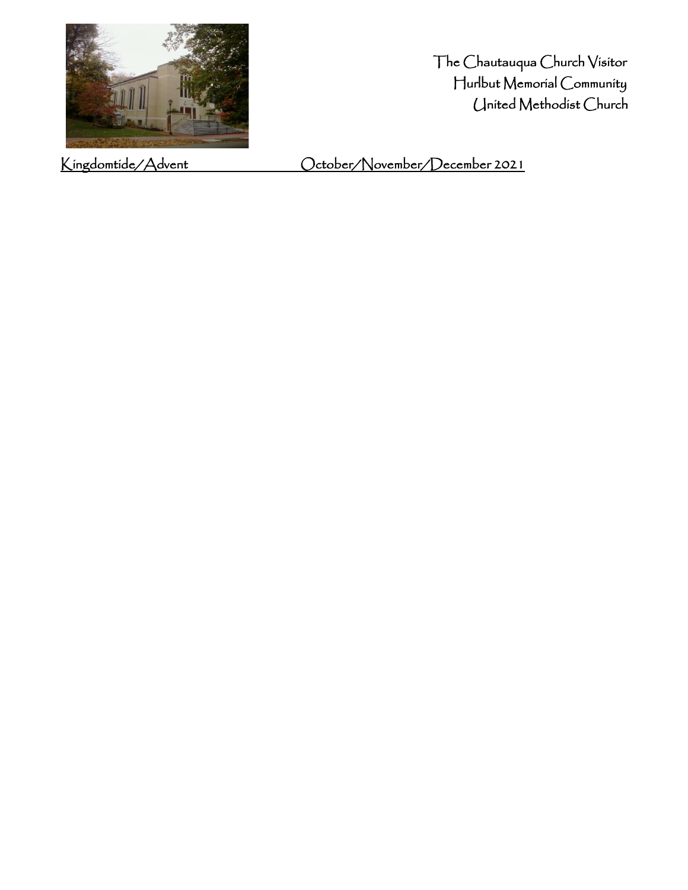The Chautauqua Church Visitor
Hurlbut Memorial Community
United Methodist Church

Kingdomtide/Advent October/November/December 2021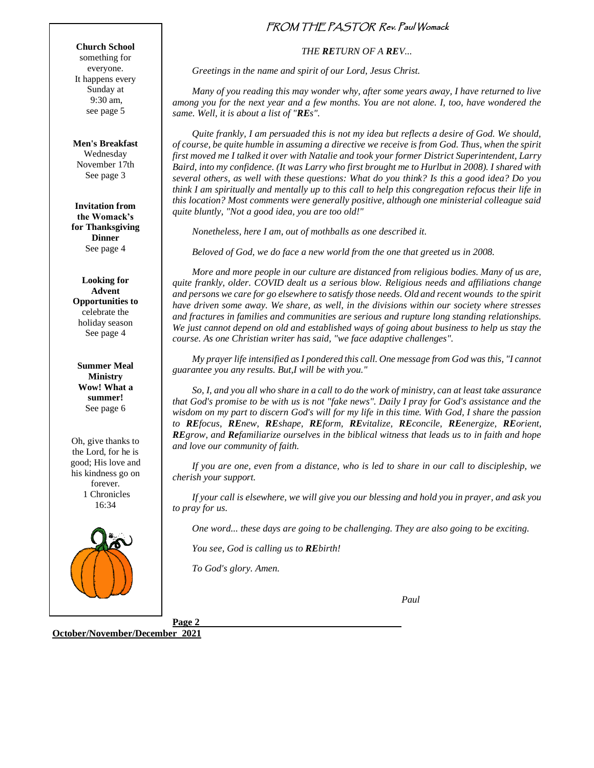**Church School** something for everyone. It happens every Sunday at 9:30 am, see page 5

**Men's Breakfast** Wednesday November 17th See page 3

**Invitation from the Womack's for Thanksgiving Dinner** See page 4

**Looking for Advent Opportunities to** celebrate the holiday season See page 4

**Summer Meal Ministry Wow! What a summer!** See page 6

Oh, give thanks to the Lord, for he is good; His love and his kindness go on forever. 1 Chronicles 16:34

# FROM THE PASTOR Rev. Paul Womack

*THE **RE**TURN OF A **RE**V...*

*Greetings in the name and spirit of our Lord, Jesus Christ.*

*Many of you reading this may wonder why, after some years away, I have returned to live among you for the next year and a few months. You are not alone. I, too, have wondered the same. Well, it is about a list of "**RE**s".*

*Quite frankly, I am persuaded this is not my idea but reflects a desire of God. We should, of course, be quite humble in assuming a directive we receive is from God. Thus, when the spirit first moved me I talked it over with Natalie and took your former District Superintendent, Larry Baird, into my confidence. (It was Larry who first brought me to Hurlbut in 2008). I shared with several others, as well with these questions: What do you think? Is this a good idea? Do you think I am spiritually and mentally up to this call to help this congregation refocus their life in this location? Most comments were generally positive, although one ministerial colleague said quite bluntly, "Not a good idea, you are too old!"*

*Nonetheless, here I am, out of mothballs as one described it.*

*Beloved of God, we do face a new world from the one that greeted us in 2008.*

*More and more people in our culture are distanced from religious bodies. Many of us are, quite frankly, older. COVID dealt us a serious blow. Religious needs and affiliations change and persons we care for go elsewhere to satisfy those needs. Old and recent wounds to the spirit have driven some away. We share, as well, in the divisions within our society where stresses and fractures in families and communities are serious and rupture long standing relationships. We just cannot depend on old and established ways of going about business to help us stay the course. As one Christian writer has said, "we face adaptive challenges".*

*My prayer life intensified as I pondered this call. One message from God was this, "I cannot guarantee you any results. But,I will be with you."*

*So, I, and you all who share in a call to do the work of ministry, can at least take assurance that God's promise to be with us is not "fake news". Daily I pray for God's assistance and the wisdom on my part to discern God's will for my life in this time. With God, I share the passion to **RE**focus, **RE**new, **RE**shape, **RE**form, **RE**vitalize, **RE**concile, **RE**energize, **RE**orient, **RE**grow, and **Re**familiarize ourselves in the biblical witness that leads us to in faith and hope and love our community of faith.*

*If you are one, even from a distance, who is led to share in our call to discipleship, we cherish your support.*

*If your call is elsewhere, we will give you our blessing and hold you in prayer, and ask you to pray for us.*

*One word... these days are going to be challenging. They are also going to be exciting.*

*You see, God is calling us to **RE**birth!*

*To God's glory. Amen.*

*Paul*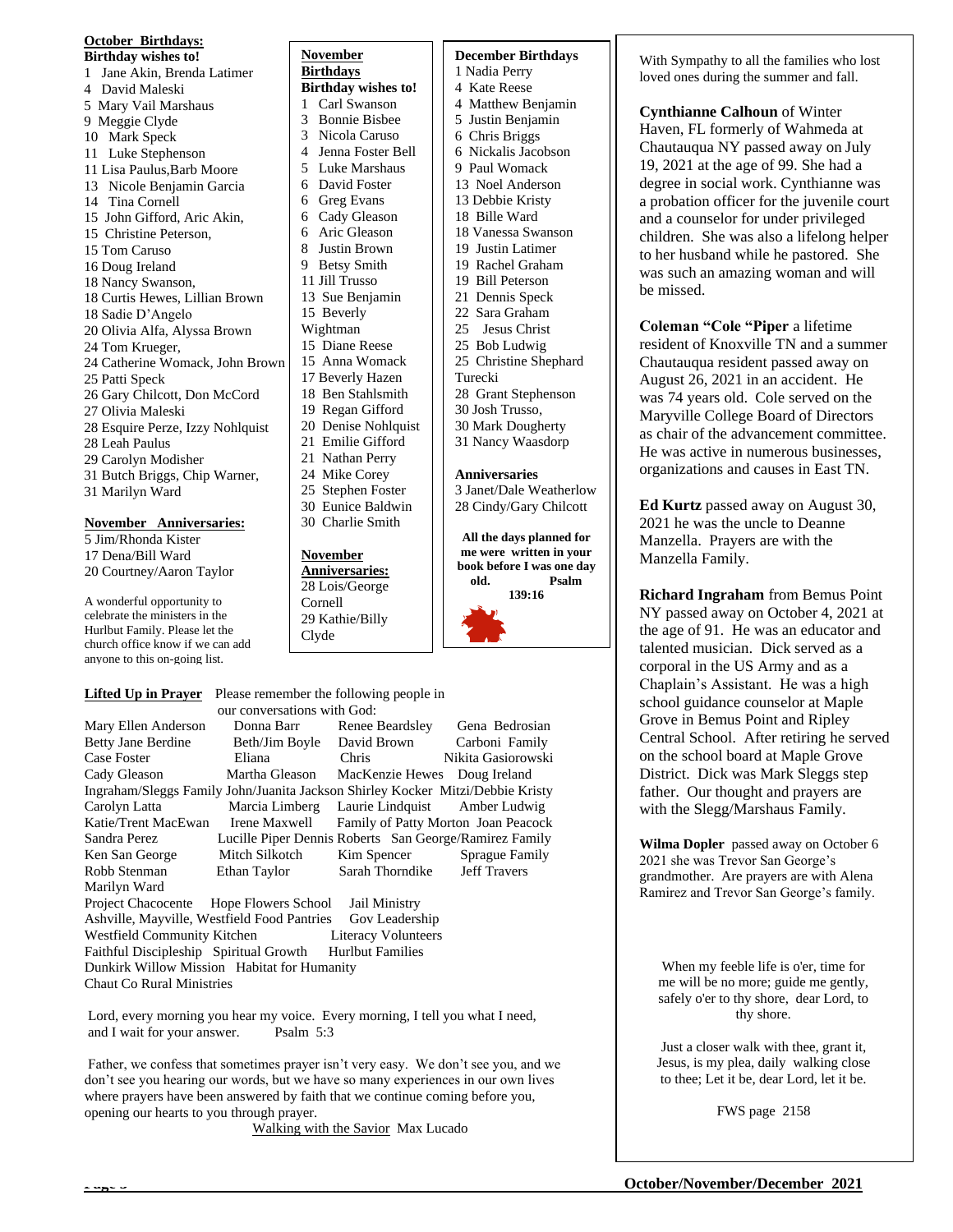**October Birthdays:**

**Birthday wishes to!**

1 Jane Akin, Brenda Latimer
4 David Maleski
5 Mary Vail Marshaus
9 Meggie Clyde
10 Mark Speck
11 Luke Stephenson
11 Lisa Paulus,Barb Moore
13 Nicole Benjamin Garcia
14 Tina Cornell
15 John Gifford, Aric Akin,
15 Christine Peterson,
15 Tom Caruso
16 Doug Ireland
18 Nancy Swanson,
18 Curtis Hewes, Lillian Brown
18 Sadie D'Angelo
20 Olivia Alfa, Alyssa Brown
24 Tom Krueger,
24 Catherine Womack, John Brown
25 Patti Speck
26 Gary Chilcott, Don McCord
27 Olivia Maleski
28 Esquire Perze, Izzy Nohlquist
28 Leah Paulus
29 Carolyn Modisher
31 Butch Briggs, Chip Warner,
31 Marilyn Ward

**November Anniversaries:**

5 Jim/Rhonda Kister
17 Dena/Bill Ward
20 Courtney/Aaron Taylor

A wonderful opportunity to celebrate the ministers in the Hurlbut Family. Please let the church office know if we can add anyone to this on-going list.

**November Birthdays**

**Birthday wishes to!**

1 Carl Swanson
3 Bonnie Bisbee
3 Nicola Caruso
4 Jenna Foster Bell
5 Luke Marshaus
6 David Foster
6 Greg Evans
6 Cady Gleason
6 Aric Gleason
8 Justin Brown
9 Betsy Smith
11 Jill Trusso
13 Sue Benjamin
15 Beverly Wightman
15 Diane Reese
15 Anna Womack
17 Beverly Hazen
18 Ben Stahlsmith
19 Regan Gifford
20 Denise Nohlquist
21 Emilie Gifford
21 Nathan Perry
24 Mike Corey
25 Stephen Foster
30 Eunice Baldwin
30 Charlie Smith

**November Anniversaries:**

28 Lois/George Cornell
29 Kathie/Billy Clyde

**December Birthdays**

1 Nadia Perry
4 Kate Reese
4 Matthew Benjamin
5 Justin Benjamin
6 Chris Briggs
6 Nickalis Jacobson
9 Paul Womack
13 Noel Anderson
13 Debbie Kristy
18 Bille Ward
18 Vanessa Swanson
19 Justin Latimer
19 Rachel Graham
19 Bill Peterson
21 Dennis Speck
22 Sara Graham
25 Jesus Christ
25 Bob Ludwig
25 Christine Shephard Turecki
28 Grant Stephenson
30 Josh Trusso,
30 Mark Dougherty
31 Nancy Waasdorp

**Anniversaries**

3 Janet/Dale Weatherlow
28 Cindy/Gary Chilcott

**All the days planned for me were written in your book before I was one day old. Psalm 139:16**

With Sympathy to all the families who lost loved ones during the summer and fall.

**Cynthianne Calhoun** of Winter Haven, FL formerly of Wahmeda at Chautauqua NY passed away on July 19, 2021 at the age of 99. She had a degree in social work. Cynthianne was a probation officer for the juvenile court and a counselor for under privileged children. She was also a lifelong helper to her husband while he pastored. She was such an amazing woman and will be missed.

**Coleman "Cole "Piper** a lifetime resident of Knoxville TN and a summer Chautauqua resident passed away on August 26, 2021 in an accident. He was 74 years old. Cole served on the Maryville College Board of Directors as chair of the advancement committee. He was active in numerous businesses, organizations and causes in East TN.

**Ed Kurtz** passed away on August 30, 2021 he was the uncle to Deanne Manzella. Prayers are with the Manzella Family.

**Richard Ingraham** from Bemus Point NY passed away on October 4, 2021 at the age of 91. He was an educator and talented musician. Dick served as a corporal in the US Army and as a Chaplain's Assistant. He was a high school guidance counselor at Maple Grove in Bemus Point and Ripley Central School. After retiring he served on the school board at Maple Grove District. Dick was Mark Sleggs step father. Our thought and prayers are with the Slegg/Marshaus Family.

**Wilma Dopler** passed away on October 6 2021 she was Trevor San George's grandmother. Are prayers are with Alena Ramirez and Trevor San George's family.

**Lifted Up in Prayer** Please remember the following people in our conversations with God:

Mary Ellen Anderson, Donna Barr, Renee Beardsley, Gena Bedrosian, Betty Jane Berdine, Beth/Jim Boyle, David Brown, Carboni Family, Case Foster, Eliana, Chris, Nikita Gasiorowski, Cady Gleason, Martha Gleason, MacKenzie Hewes, Doug Ireland, Ingraham/Sleggs Family, John/Juanita Jackson, Shirley Kocker, Mitzi/Debbie Kristy, Carolyn Latta, Marcia Limberg, Laurie Lindquist, Amber Ludwig, Katie/Trent MacEwan, Irene Maxwell, Family of Patty Morton, Joan Peacock, Sandra Perez, Lucille Piper, Dennis Roberts, San George/Ramirez Family, Ken San George, Mitch Silkotch, Kim Spencer, Sprague Family, Robb Stenman, Ethan Taylor, Sarah Thorndike, Jeff Travers, Marilyn Ward

Project Chacocente, Hope Flowers School, Jail Ministry, Ashville, Mayville, Westfield Food Pantries, Gov Leadership, Westfield Community Kitchen, Literacy Volunteers, Faithful Discipleship, Spiritual Growth, Hurlbut Families, Dunkirk Willow Mission, Habitat for Humanity, Chaut Co Rural Ministries

Lord, every morning you hear my voice. Every morning, I tell you what I need, and I wait for your answer. Psalm 5:3

Father, we confess that sometimes prayer isn't very easy. We don't see you, and we don't see you hearing our words, but we have so many experiences in our own lives where prayers have been answered by faith that we continue coming before you, opening our hearts to you through prayer.

Walking with the Savior Max Lucado

When my feeble life is o'er, time for me will be no more; guide me gently, safely o'er to thy shore, dear Lord, to thy shore.

Just a closer walk with thee, grant it, Jesus, is my plea, daily walking close to thee; Let it be, dear Lord, let it be.

FWS page 2158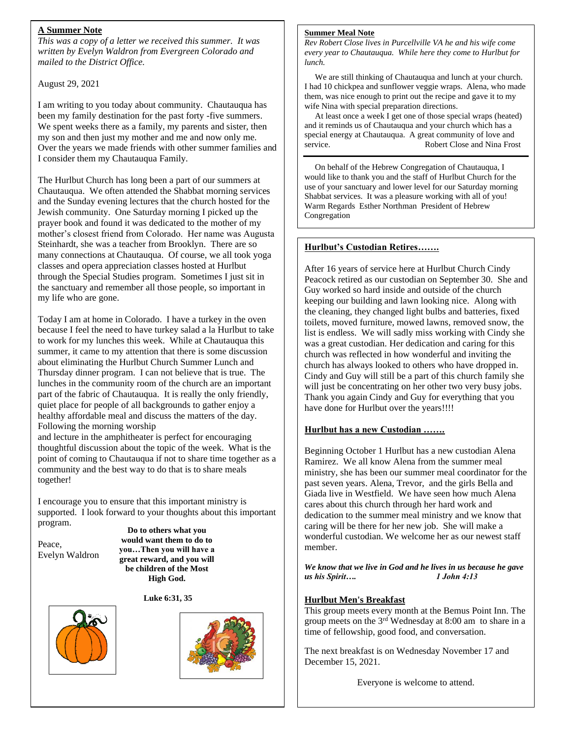**A Summer Note**

*This was a copy of a letter we received this summer. It was written by Evelyn Waldron from Evergreen Colorado and mailed to the District Office.*

August 29, 2021

I am writing to you today about community. Chautauqua has been my family destination for the past forty -five summers. We spent weeks there as a family, my parents and sister, then my son and then just my mother and me and now only me. Over the years we made friends with other summer families and I consider them my Chautauqua Family.

The Hurlbut Church has long been a part of our summers at Chautauqua. We often attended the Shabbat morning services and the Sunday evening lectures that the church hosted for the Jewish community. One Saturday morning I picked up the prayer book and found it was dedicated to the mother of my mother's closest friend from Colorado. Her name was Augusta Steinhardt, she was a teacher from Brooklyn. There are so many connections at Chautauqua. Of course, we all took yoga classes and opera appreciation classes hosted at Hurlbut through the Special Studies program. Sometimes I just sit in the sanctuary and remember all those people, so important in my life who are gone.

Today I am at home in Colorado. I have a turkey in the oven because I feel the need to have turkey salad a la Hurlbut to take to work for my lunches this week. While at Chautauqua this summer, it came to my attention that there is some discussion about eliminating the Hurlbut Church Summer Lunch and Thursday dinner program. I can not believe that is true. The lunches in the community room of the church are an important part of the fabric of Chautauqua. It is really the only friendly, quiet place for people of all backgrounds to gather enjoy a healthy affordable meal and discuss the matters of the day. Following the morning worship and lecture in the amphitheater is perfect for encouraging thoughtful discussion about the topic of the week. What is the point of coming to Chautauqua if not to share time together as a community and the best way to do that is to share meals together!

I encourage you to ensure that this important ministry is supported. I look forward to your thoughts about this important program.

Peace,
Evelyn Waldron

**Do to others what you would want them to do to you…Then you will have a great reward, and you will be children of the Most High God.**

**Luke 6:31, 35**

**Summer Meal Note**

*Rev Robert Close lives in Purcellville VA he and his wife come every year to Chautauqua. While here they come to Hurlbut for lunch.*

We are still thinking of Chautauqua and lunch at your church. I had 10 chickpea and sunflower veggie wraps. Alena, who made them, was nice enough to print out the recipe and gave it to my wife Nina with special preparation directions.

At least once a week I get one of those special wraps (heated) and it reminds us of Chautauqua and your church which has a special energy at Chautauqua. A great community of love and service.

Robert Close and Nina Frost

---

On behalf of the Hebrew Congregation of Chautauqua, I would like to thank you and the staff of Hurlbut Church for the use of your sanctuary and lower level for our Saturday morning Shabbat services. It was a pleasure working with all of you! Warm Regards Esther Northman President of Hebrew Congregation

**Hurlbut's Custodian Retires…….**

After 16 years of service here at Hurlbut Church Cindy Peacock retired as our custodian on September 30. She and Guy worked so hard inside and outside of the church keeping our building and lawn looking nice. Along with the cleaning, they changed light bulbs and batteries, fixed toilets, moved furniture, mowed lawns, removed snow, the list is endless. We will sadly miss working with Cindy she was a great custodian. Her dedication and caring for this church was reflected in how wonderful and inviting the church has always looked to others who have dropped in. Cindy and Guy will still be a part of this church family she will just be concentrating on her other two very busy jobs. Thank you again Cindy and Guy for everything that you have done for Hurlbut over the years!!!!

**Hurlbut has a new Custodian …….**

Beginning October 1 Hurlbut has a new custodian Alena Ramirez. We all know Alena from the summer meal ministry, she has been our summer meal coordinator for the past seven years. Alena, Trevor, and the girls Bella and Giada live in Westfield. We have seen how much Alena cares about this church through her hard work and dedication to the summer meal ministry and we know that caring will be there for her new job. She will make a wonderful custodian. We welcome her as our newest staff member.

***We know that we live in God and he lives in us because he gave us his Spirit…. 1 John 4:13***

**Hurlbut Men's Breakfast**

This group meets every month at the Bemus Point Inn. The group meets on the 3rd Wednesday at 8:00 am to share in a time of fellowship, good food, and conversation.

The next breakfast is on Wednesday November 17 and December 15, 2021.

Everyone is welcome to attend.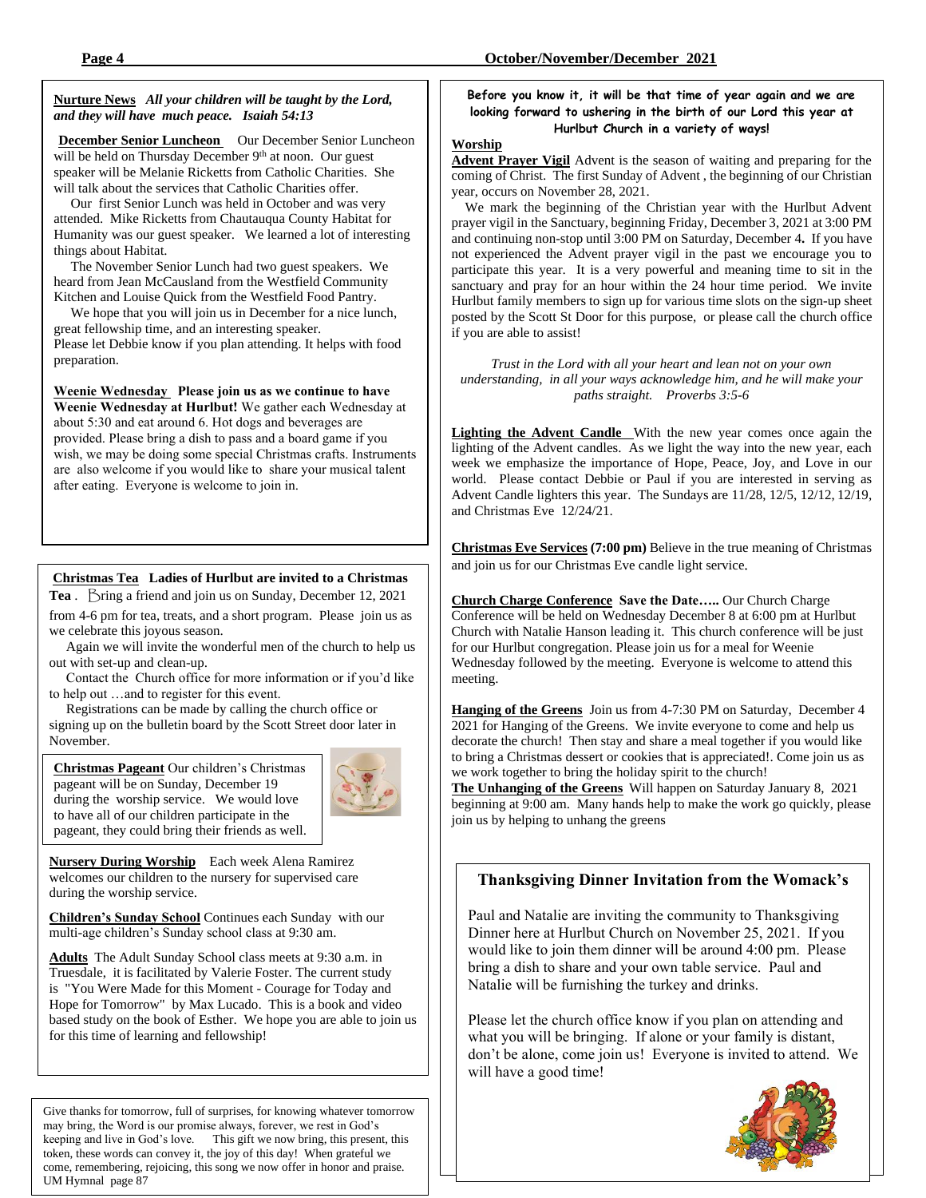**Nurture News** ***All your children will be taught by the Lord, and they will have much peace. Isaiah 54:13***

**December Senior Luncheon** Our December Senior Luncheon will be held on Thursday December 9th at noon. Our guest speaker will be Melanie Ricketts from Catholic Charities. She will talk about the services that Catholic Charities offer.

Our first Senior Lunch was held in October and was very attended. Mike Ricketts from Chautauqua County Habitat for Humanity was our guest speaker. We learned a lot of interesting things about Habitat.

The November Senior Lunch had two guest speakers. We heard from Jean McCausland from the Westfield Community Kitchen and Louise Quick from the Westfield Food Pantry.

We hope that you will join us in December for a nice lunch, great fellowship time, and an interesting speaker.
Please let Debbie know if you plan attending. It helps with food preparation.

**Weenie Wednesday** **Please join us as we continue to have Weenie Wednesday at Hurlbut!** We gather each Wednesday at about 5:30 and eat around 6. Hot dogs and beverages are provided. Please bring a dish to pass and a board game if you wish, we may be doing some special Christmas crafts. Instruments are also welcome if you would like to share your musical talent after eating. Everyone is welcome to join in.

**Christmas Tea** **Ladies of Hurlbut are invited to a Christmas Tea**. Bring a friend and join us on Sunday, December 12, 2021 from 4-6 pm for tea, treats, and a short program. Please join us as we celebrate this joyous season.

Again we will invite the wonderful men of the church to help us out with set-up and clean-up.

Contact the Church office for more information or if you'd like to help out …and to register for this event.

Registrations can be made by calling the church office or signing up on the bulletin board by the Scott Street door later in November.

**Christmas Pageant** Our children's Christmas pageant will be on Sunday, December 19 during the worship service. We would love to have all of our children participate in the pageant, they could bring their friends as well.

**Nursery During Worship** Each week Alena Ramirez welcomes our children to the nursery for supervised care during the worship service.

**Children's Sunday School** Continues each Sunday with our multi-age children's Sunday school class at 9:30 am.

**Adults** The Adult Sunday School class meets at 9:30 a.m. in Truesdale, it is facilitated by Valerie Foster. The current study is "You Were Made for this Moment - Courage for Today and Hope for Tomorrow" by Max Lucado. This is a book and video based study on the book of Esther. We hope you are able to join us for this time of learning and fellowship!

Give thanks for tomorrow, full of surprises, for knowing whatever tomorrow may bring, the Word is our promise always, forever, we rest in God's keeping and live in God's love. This gift we now bring, this present, this token, these words can convey it, the joy of this day! When grateful we come, remembering, rejoicing, this song we now offer in honor and praise.
UM Hymnal page 87

**Before you know it, it will be that time of year again and we are looking forward to ushering in the birth of our Lord this year at Hurlbut Church in a variety of ways!**

**Worship**

**Advent Prayer Vigil** Advent is the season of waiting and preparing for the coming of Christ. The first Sunday of Advent , the beginning of our Christian year, occurs on November 28, 2021.

We mark the beginning of the Christian year with the Hurlbut Advent prayer vigil in the Sanctuary, beginning Friday, December 3, 2021 at 3:00 PM and continuing non-stop until 3:00 PM on Saturday, December 4**.** If you have not experienced the Advent prayer vigil in the past we encourage you to participate this year. It is a very powerful and meaning time to sit in the sanctuary and pray for an hour within the 24 hour time period. We invite Hurlbut family members to sign up for various time slots on the sign-up sheet posted by the Scott St Door for this purpose, or please call the church office if you are able to assist!

*Trust in the Lord with all your heart and lean not on your own understanding, in all your ways acknowledge him, and he will make your paths straight. Proverbs 3:5-6*

**Lighting the Advent Candle** With the new year comes once again the lighting of the Advent candles. As we light the way into the new year, each week we emphasize the importance of Hope, Peace, Joy, and Love in our world. Please contact Debbie or Paul if you are interested in serving as Advent Candle lighters this year. The Sundays are 11/28, 12/5, 12/12, 12/19, and Christmas Eve 12/24/21.

**Christmas Eve Services (7:00 pm)** Believe in the true meaning of Christmas and join us for our Christmas Eve candle light service.

**Church Charge Conference** **Save the Date…..** Our Church Charge Conference will be held on Wednesday December 8 at 6:00 pm at Hurlbut Church with Natalie Hanson leading it. This church conference will be just for our Hurlbut congregation. Please join us for a meal for Weenie Wednesday followed by the meeting. Everyone is welcome to attend this meeting.

**Hanging of the Greens** Join us from 4-7:30 PM on Saturday, December 4 2021 for Hanging of the Greens. We invite everyone to come and help us decorate the church! Then stay and share a meal together if you would like to bring a Christmas dessert or cookies that is appreciated!. Come join us as we work together to bring the holiday spirit to the church!

**The Unhanging of the Greens** Will happen on Saturday January 8, 2021 beginning at 9:00 am. Many hands help to make the work go quickly, please join us by helping to unhang the greens

## Thanksgiving Dinner Invitation from the Womack's

Paul and Natalie are inviting the community to Thanksgiving Dinner here at Hurlbut Church on November 25, 2021. If you would like to join them dinner will be around 4:00 pm. Please bring a dish to share and your own table service. Paul and Natalie will be furnishing the turkey and drinks.

Please let the church office know if you plan on attending and what you will be bringing. If alone or your family is distant, don't be alone, come join us! Everyone is invited to attend. We will have a good time!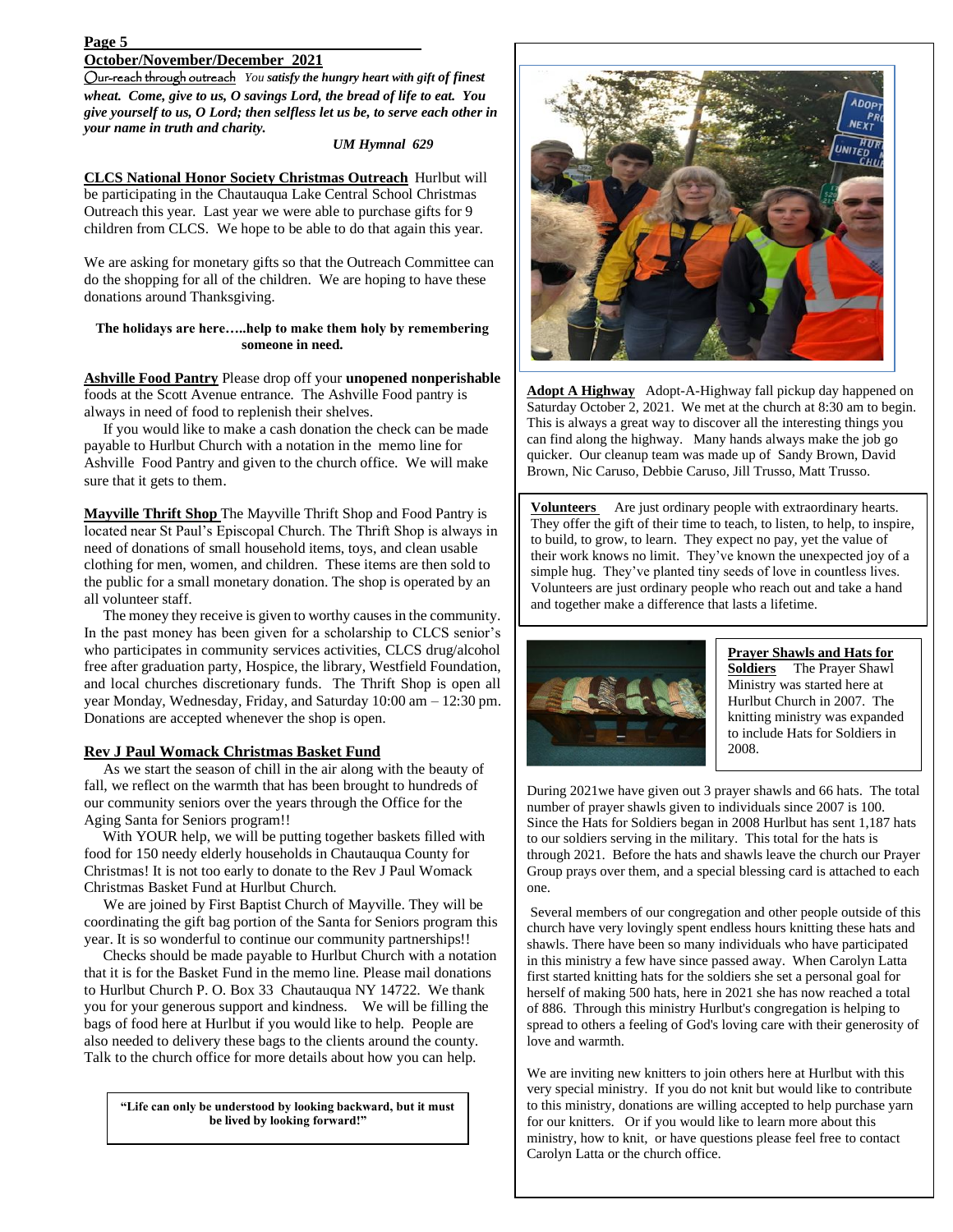**October/November/December 2021**

Our-reach through outreach *You **satisfy the hungry heart with gift of finest wheat. Come, give to us, O savings Lord, the bread of life to eat. You give yourself to us, O Lord; then selfless let us be, to serve each other in your name in truth and charity.***

***UM Hymnal 629***

**CLCS National Honor Society Christmas Outreach** Hurlbut will be participating in the Chautauqua Lake Central School Christmas Outreach this year. Last year we were able to purchase gifts for 9 children from CLCS. We hope to be able to do that again this year.

We are asking for monetary gifts so that the Outreach Committee can do the shopping for all of the children. We are hoping to have these donations around Thanksgiving.

**The holidays are here…..help to make them holy by remembering someone in need.**

**Ashville Food Pantry** Please drop off your **unopened nonperishable** foods at the Scott Avenue entrance. The Ashville Food pantry is always in need of food to replenish their shelves.

If you would like to make a cash donation the check can be made payable to Hurlbut Church with a notation in the memo line for Ashville Food Pantry and given to the church office. We will make sure that it gets to them.

**Mayville Thrift Shop** The Mayville Thrift Shop and Food Pantry is located near St Paul's Episcopal Church. The Thrift Shop is always in need of donations of small household items, toys, and clean usable clothing for men, women, and children. These items are then sold to the public for a small monetary donation. The shop is operated by an all volunteer staff.

The money they receive is given to worthy causes in the community. In the past money has been given for a scholarship to CLCS senior's who participates in community services activities, CLCS drug/alcohol free after graduation party, Hospice, the library, Westfield Foundation, and local churches discretionary funds. The Thrift Shop is open all year Monday, Wednesday, Friday, and Saturday 10:00 am – 12:30 pm. Donations are accepted whenever the shop is open.

**Rev J Paul Womack Christmas Basket Fund**

As we start the season of chill in the air along with the beauty of fall, we reflect on the warmth that has been brought to hundreds of our community seniors over the years through the Office for the Aging Santa for Seniors program!!

With YOUR help, we will be putting together baskets filled with food for 150 needy elderly households in Chautauqua County for Christmas! It is not too early to donate to the Rev J Paul Womack Christmas Basket Fund at Hurlbut Church.

We are joined by First Baptist Church of Mayville. They will be coordinating the gift bag portion of the Santa for Seniors program this year. It is so wonderful to continue our community partnerships!!

Checks should be made payable to Hurlbut Church with a notation that it is for the Basket Fund in the memo line. Please mail donations to Hurlbut Church P. O. Box 33 Chautauqua NY 14722. We thank you for your generous support and kindness. We will be filling the bags of food here at Hurlbut if you would like to help. People are also needed to delivery these bags to the clients around the county. Talk to the church office for more details about how you can help.

**"Life can only be understood by looking backward, but it must be lived by looking forward!"**

**Adopt A Highway** Adopt-A-Highway fall pickup day happened on Saturday October 2, 2021. We met at the church at 8:30 am to begin. This is always a great way to discover all the interesting things you can find along the highway. Many hands always make the job go quicker. Our cleanup team was made up of Sandy Brown, David Brown, Nic Caruso, Debbie Caruso, Jill Trusso, Matt Trusso.

**Volunteers** Are just ordinary people with extraordinary hearts. They offer the gift of their time to teach, to listen, to help, to inspire, to build, to grow, to learn. They expect no pay, yet the value of their work knows no limit. They've known the unexpected joy of a simple hug. They've planted tiny seeds of love in countless lives. Volunteers are just ordinary people who reach out and take a hand and together make a difference that lasts a lifetime.

**Prayer Shawls and Hats for Soldiers** The Prayer Shawl Ministry was started here at Hurlbut Church in 2007. The knitting ministry was expanded to include Hats for Soldiers in 2008.

During 2021we have given out 3 prayer shawls and 66 hats. The total number of prayer shawls given to individuals since 2007 is 100. Since the Hats for Soldiers began in 2008 Hurlbut has sent 1,187 hats to our soldiers serving in the military. This total for the hats is through 2021. Before the hats and shawls leave the church our Prayer Group prays over them, and a special blessing card is attached to each one.

Several members of our congregation and other people outside of this church have very lovingly spent endless hours knitting these hats and shawls. There have been so many individuals who have participated in this ministry a few have since passed away. When Carolyn Latta first started knitting hats for the soldiers she set a personal goal for herself of making 500 hats, here in 2021 she has now reached a total of 886. Through this ministry Hurlbut's congregation is helping to spread to others a feeling of God's loving care with their generosity of love and warmth.

We are inviting new knitters to join others here at Hurlbut with this very special ministry. If you do not knit but would like to contribute to this ministry, donations are willing accepted to help purchase yarn for our knitters. Or if you would like to learn more about this ministry, how to knit, or have questions please feel free to contact Carolyn Latta or the church office.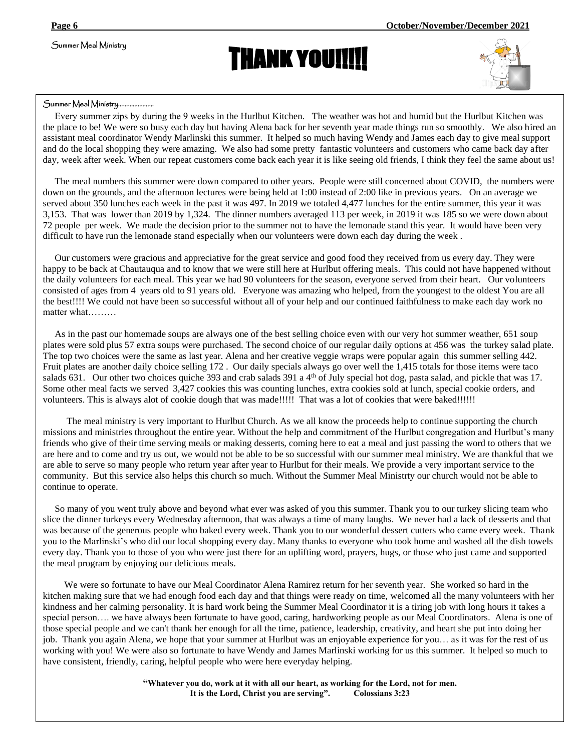Summer Meal Ministry

# THANK YOU!!!!!

Summer Meal Ministry.....................

Every summer zips by during the 9 weeks in the Hurlbut Kitchen. The weather was hot and humid but the Hurlbut Kitchen was the place to be! We were so busy each day but having Alena back for her seventh year made things run so smoothly. We also hired an assistant meal coordinator Wendy Marlinski this summer. It helped so much having Wendy and James each day to give meal support and do the local shopping they were amazing. We also had some pretty fantastic volunteers and customers who came back day after day, week after week. When our repeat customers come back each year it is like seeing old friends, I think they feel the same about us!

The meal numbers this summer were down compared to other years. People were still concerned about COVID, the numbers were down on the grounds, and the afternoon lectures were being held at 1:00 instead of 2:00 like in previous years. On an average we served about 350 lunches each week in the past it was 497. In 2019 we totaled 4,477 lunches for the entire summer, this year it was 3,153. That was lower than 2019 by 1,324. The dinner numbers averaged 113 per week, in 2019 it was 185 so we were down about 72 people per week. We made the decision prior to the summer not to have the lemonade stand this year. It would have been very difficult to have run the lemonade stand especially when our volunteers were down each day during the week .

Our customers were gracious and appreciative for the great service and good food they received from us every day. They were happy to be back at Chautauqua and to know that we were still here at Hurlbut offering meals. This could not have happened without the daily volunteers for each meal. This year we had 90 volunteers for the season, everyone served from their heart. Our volunteers consisted of ages from 4 years old to 91 years old. Everyone was amazing who helped, from the youngest to the oldest You are all the best!!!! We could not have been so successful without all of your help and our continued faithfulness to make each day work no matter what………

As in the past our homemade soups are always one of the best selling choice even with our very hot summer weather, 651 soup plates were sold plus 57 extra soups were purchased. The second choice of our regular daily options at 456 was the turkey salad plate. The top two choices were the same as last year. Alena and her creative veggie wraps were popular again this summer selling 442. Fruit plates are another daily choice selling 172 . Our daily specials always go over well the 1,415 totals for those items were taco salads 631. Our other two choices quiche 393 and crab salads 391 a 4th of July special hot dog, pasta salad, and pickle that was 17. Some other meal facts we served 3,427 cookies this was counting lunches, extra cookies sold at lunch, special cookie orders, and volunteers. This is always alot of cookie dough that was made!!!!! That was a lot of cookies that were baked!!!!!!

The meal ministry is very important to Hurlbut Church. As we all know the proceeds help to continue supporting the church missions and ministries throughout the entire year. Without the help and commitment of the Hurlbut congregation and Hurlbut's many friends who give of their time serving meals or making desserts, coming here to eat a meal and just passing the word to others that we are here and to come and try us out, we would not be able to be so successful with our summer meal ministry. We are thankful that we are able to serve so many people who return year after year to Hurlbut for their meals. We provide a very important service to the community. But this service also helps this church so much. Without the Summer Meal Ministrty our church would not be able to continue to operate.

So many of you went truly above and beyond what ever was asked of you this summer. Thank you to our turkey slicing team who slice the dinner turkeys every Wednesday afternoon, that was always a time of many laughs. We never had a lack of desserts and that was because of the generous people who baked every week. Thank you to our wonderful dessert cutters who came every week. Thank you to the Marlinski's who did our local shopping every day. Many thanks to everyone who took home and washed all the dish towels every day. Thank you to those of you who were just there for an uplifting word, prayers, hugs, or those who just came and supported the meal program by enjoying our delicious meals.

We were so fortunate to have our Meal Coordinator Alena Ramirez return for her seventh year. She worked so hard in the kitchen making sure that we had enough food each day and that things were ready on time, welcomed all the many volunteers with her kindness and her calming personality. It is hard work being the Summer Meal Coordinator it is a tiring job with long hours it takes a special person…. we have always been fortunate to have good, caring, hardworking people as our Meal Coordinators. Alena is one of those special people and we can't thank her enough for all the time, patience, leadership, creativity, and heart she put into doing her job. Thank you again Alena, we hope that your summer at Hurlbut was an enjoyable experience for you… as it was for the rest of us working with you! We were also so fortunate to have Wendy and James Marlinski working for us this summer. It helped so much to have consistent, friendly, caring, helpful people who were here everyday helping.

**"Whatever you do, work at it with all our heart, as working for the Lord, not for men. It is the Lord, Christ you are serving". Colossians 3:23**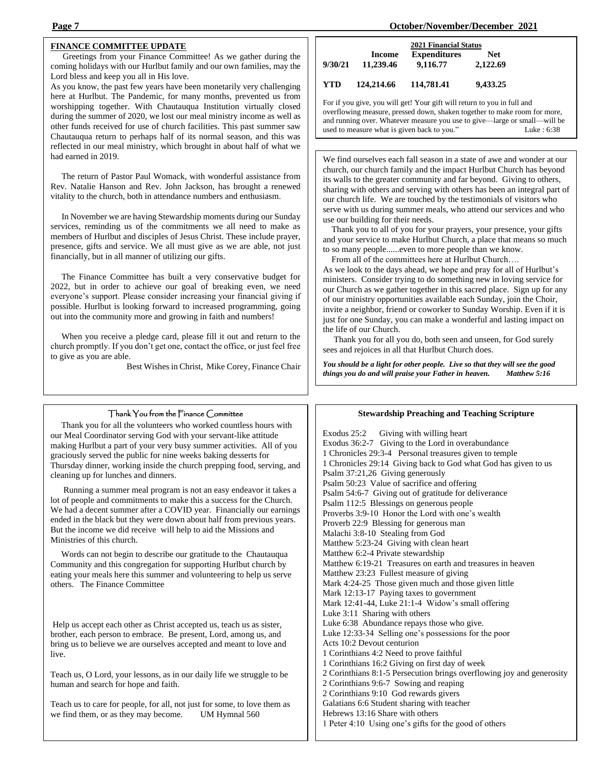## FINANCE COMMITTEE UPDATE

Greetings from your Finance Committee! As we gather during the coming holidays with our Hurlbut family and our own families, may the Lord bless and keep you all in His love.

As you know, the past few years have been monetarily very challenging here at Hurlbut. The Pandemic, for many months, prevented us from worshipping together. With Chautauqua Institution virtually closed during the summer of 2020, we lost our meal ministry income as well as other funds received for use of church facilities. This past summer saw Chautauqua return to perhaps half of its normal season, and this was reflected in our meal ministry, which brought in about half of what we had earned in 2019.

The return of Pastor Paul Womack, with wonderful assistance from Rev. Natalie Hanson and Rev. John Jackson, has brought a renewed vitality to the church, both in attendance numbers and enthusiasm.

In November we are having Stewardship moments during our Sunday services, reminding us of the commitments we all need to make as members of Hurlbut and disciples of Jesus Christ. These include prayer, presence, gifts and service. We all must give as we are able, not just financially, but in all manner of utilizing our gifts.

The Finance Committee has built a very conservative budget for 2022, but in order to achieve our goal of breaking even, we need everyone's support. Please consider increasing your financial giving if possible. Hurlbut is looking forward to increased programming, going out into the community more and growing in faith and numbers!

When you receive a pledge card, please fill it out and return to the church promptly. If you don't get one, contact the office, or just feel free to give as you are able.

Best Wishes in Christ, Mike Corey, Finance Chair

### 2021 Financial Status

| | Income | Expenditures | Net |
|---|---|---|---|
| 9/30/21 | 11,239.46 | 9,116.77 | 2,122.69 |
| YTD | 124,214.66 | 114,781.41 | 9,433.25 |

For if you give, you will get! Your gift will return to you in full and overflowing measure, pressed down, shaken together to make room for more, and running over. Whatever measure you use to give—large or small—will be used to measure what is given back to you." Luke : 6:38

We find ourselves each fall season in a state of awe and wonder at our church, our church family and the impact Hurlbut Church has beyond its walls to the greater community and far beyond. Giving to others, sharing with others and serving with others has been an integral part of our church life. We are touched by the testimonials of visitors who serve with us during summer meals, who attend our services and who use our building for their needs.

Thank you to all of you for your prayers, your presence, your gifts and your service to make Hurlbut Church, a place that means so much to so many people......even to more people than we know.

From all of the committees here at Hurlbut Church….

As we look to the days ahead, we hope and pray for all of Hurlbut's ministers. Consider trying to do something new in loving service for our Church as we gather together in this sacred place. Sign up for any of our ministry opportunities available each Sunday, join the Choir, invite a neighbor, friend or coworker to Sunday Worship. Even if it is just for one Sunday, you can make a wonderful and lasting impact on the life of our Church.

Thank you for all you do, both seen and unseen, for God surely sees and rejoices in all that Hurlbut Church does.

***You should be a light for other people. Live so that they will see the good things you do and will praise your Father in heaven. Matthew 5:16***

### Thank You from the Finance Committee

Thank you for all the volunteers who worked countless hours with our Meal Coordinator serving God with your servant-like attitude making Hurlbut a part of your very busy summer activities. All of you graciously served the public for nine weeks baking desserts for Thursday dinner, working inside the church prepping food, serving, and cleaning up for lunches and dinners.

Running a summer meal program is not an easy endeavor it takes a lot of people and commitments to make this a success for the Church. We had a decent summer after a COVID year. Financially our earnings ended in the black but they were down about half from previous years. But the income we did receive will help to aid the Missions and Ministries of this church.

Words can not begin to describe our gratitude to the Chautauqua Community and this congregation for supporting Hurlbut church by eating your meals here this summer and volunteering to help us serve others. The Finance Committee

Help us accept each other as Christ accepted us, teach us as sister, brother, each person to embrace. Be present, Lord, among us, and bring us to believe we are ourselves accepted and meant to love and live.

Teach us, O Lord, your lessons, as in our daily life we struggle to be human and search for hope and faith.

Teach us to care for people, for all, not just for some, to love them as we find them, or as they may become. UM Hymnal 560

### Stewardship Preaching and Teaching Scripture

Exodus 25:2 Giving with willing heart
Exodus 36:2-7 Giving to the Lord in overabundance
1 Chronicles 29:3-4 Personal treasures given to temple
1 Chronicles 29:14 Giving back to God what God has given to us
Psalm 37:21,26 Giving generously
Psalm 50:23 Value of sacrifice and offering
Psalm 54:6-7 Giving out of gratitude for deliverance
Psalm 112:5 Blessings on generous people
Proverbs 3:9-10 Honor the Lord with one's wealth
Proverb 22:9 Blessing for generous man
Malachi 3:8-10 Stealing from God
Matthew 5:23-24 Giving with clean heart
Matthew 6:2-4 Private stewardship
Matthew 6:19-21 Treasures on earth and treasures in heaven
Matthew 23:23 Fullest measure of giving
Mark 4:24-25 Those given much and those given little
Mark 12:13-17 Paying taxes to government
Mark 12:41-44, Luke 21:1-4 Widow's small offering
Luke 3:11 Sharing with others
Luke 6:38 Abundance repays those who give.
Luke 12:33-34 Selling one's possessions for the poor
Acts 10:2 Devout centurion
1 Corinthians 4:2 Need to prove faithful
1 Corinthians 16:2 Giving on first day of week
2 Corinthians 8:1-5 Persecution brings overflowing joy and generosity
2 Corinthians 9:6-7 Sowing and reaping
2 Corinthians 9:10 God rewards givers
Galatians 6:6 Student sharing with teacher
Hebrews 13:16 Share with others
1 Peter 4:10 Using one's gifts for the good of others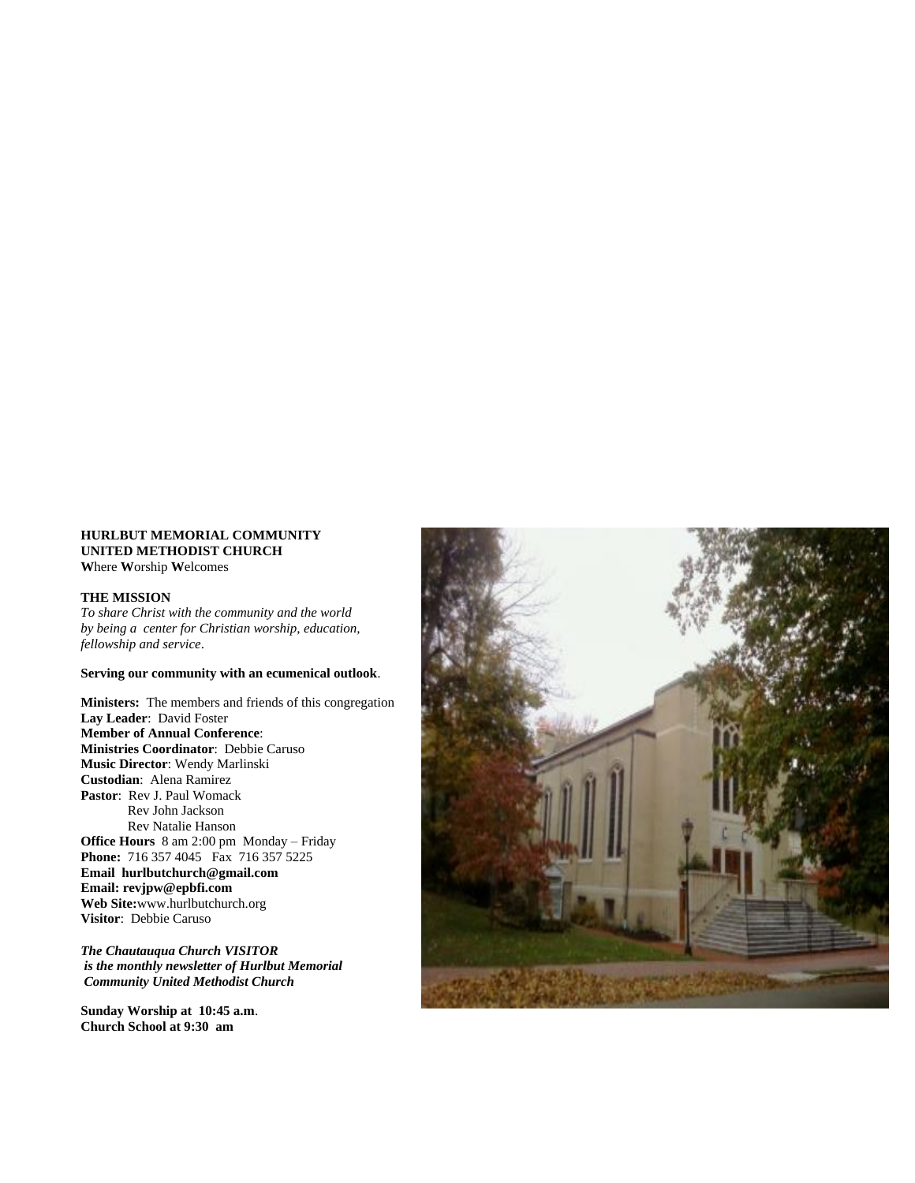**HURLBUT MEMORIAL COMMUNITY**
**UNITED METHODIST CHURCH**
**W**here **W**orship **W**elcomes

**THE MISSION**
*To share Christ with the community and the world by being a center for Christian worship, education, fellowship and service*.

**Serving our community with an ecumenical outlook**.

**Ministers:** The members and friends of this congregation
**Lay Leader**: David Foster
**Member of Annual Conference**:
**Ministries Coordinator**: Debbie Caruso
**Music Director**: Wendy Marlinski
**Custodian**: Alena Ramirez
**Pastor**: Rev J. Paul Womack
Rev John Jackson
Rev Natalie Hanson
**Office Hours** 8 am 2:00 pm Monday – Friday
**Phone:** 716 357 4045 Fax 716 357 5225
**Email hurlbutchurch@gmail.com**
**Email: revjpw@epbfi.com**
**Web Site:**www.hurlbutchurch.org
**Visitor**: Debbie Caruso

***The Chautauqua Church VISITOR is the monthly newsletter of Hurlbut Memorial Community United Methodist Church***

**Sunday Worship at 10:45 a.m**.
**Church School at 9:30 am**